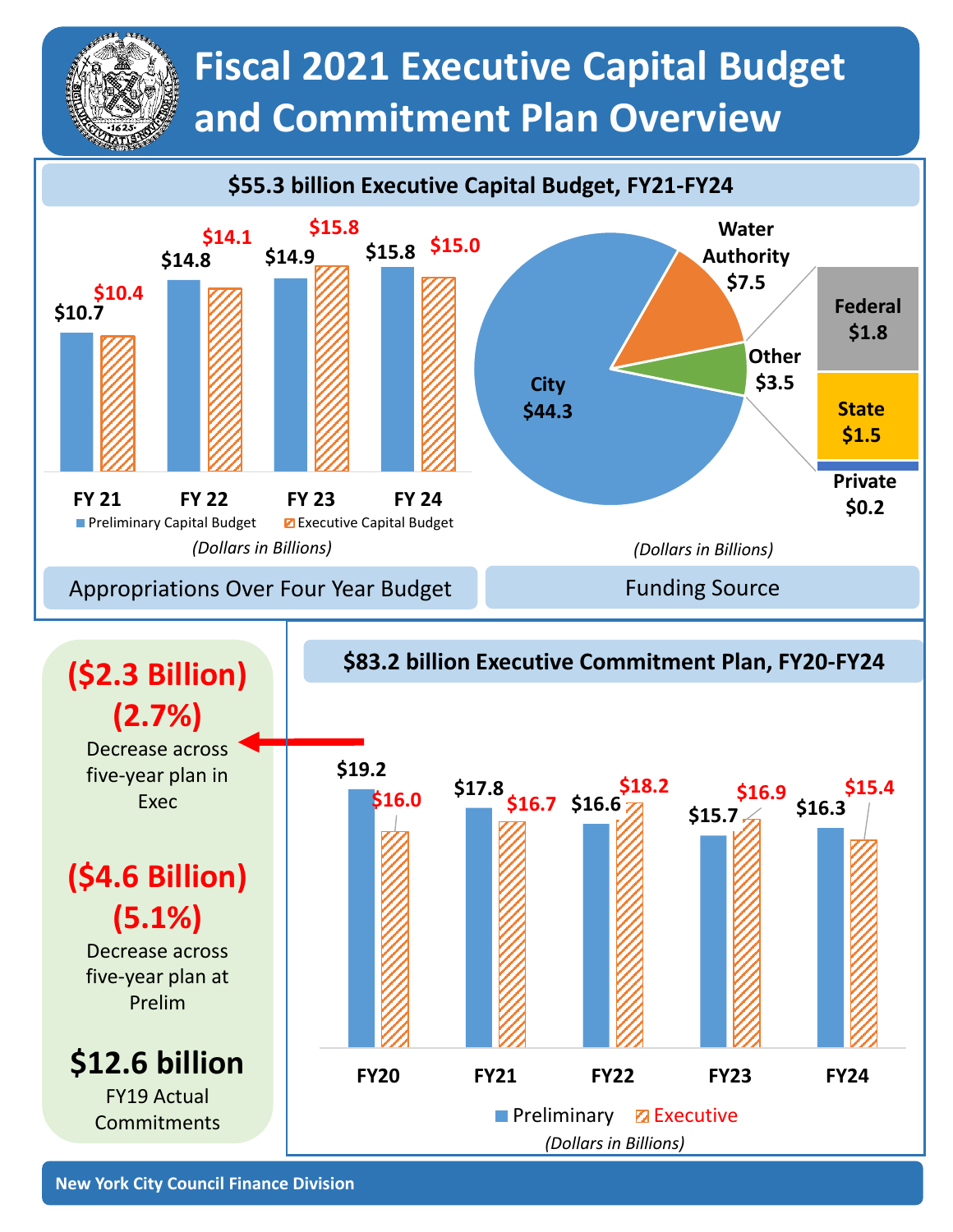# Fiscal 2021 Executive Capital Budget and Commitment Plan Overview

## $55.3 billion Executive Capital Budget, FY21-FY24

### Appropriations Over Four Year Budget

| | Preliminary Capital Budget | Executive Capital Budget |
|---|---|---|
| FY 21 | $10.7 | $10.4 |
| FY 22 | $14.8 | $14.1 |
| FY 23 | $14.9 | $15.8 |
| FY 24 | $15.8 | $15.0 |

*(Dollars in Billions)*

### Funding Source

| Source | Amount |
|---|---|
| City | $44.3 |
| Water Authority | $7.5 |
| Other | $3.5 |
| Federal | $1.8 |
| State | $1.5 |
| Private | $0.2 |

*(Dollars in Billions)*

## $83.2 billion Executive Commitment Plan, FY20-FY24

| | Preliminary | Executive |
|---|---|---|
| FY20 | $19.2 | $16.0 |
| FY21 | $17.8 | $16.7 |
| FY22 | $16.6 | $18.2 |
| FY23 | $15.7 | $16.9 |
| FY24 | $16.3 | $15.4 |

*(Dollars in Billions)*

**($2.3 Billion) (2.7%)**
Decrease across five-year plan in Exec

**($4.6 Billion) (5.1%)**
Decrease across five-year plan at Prelim

**$12.6 billion**
FY19 Actual Commitments

New York City Council Finance Division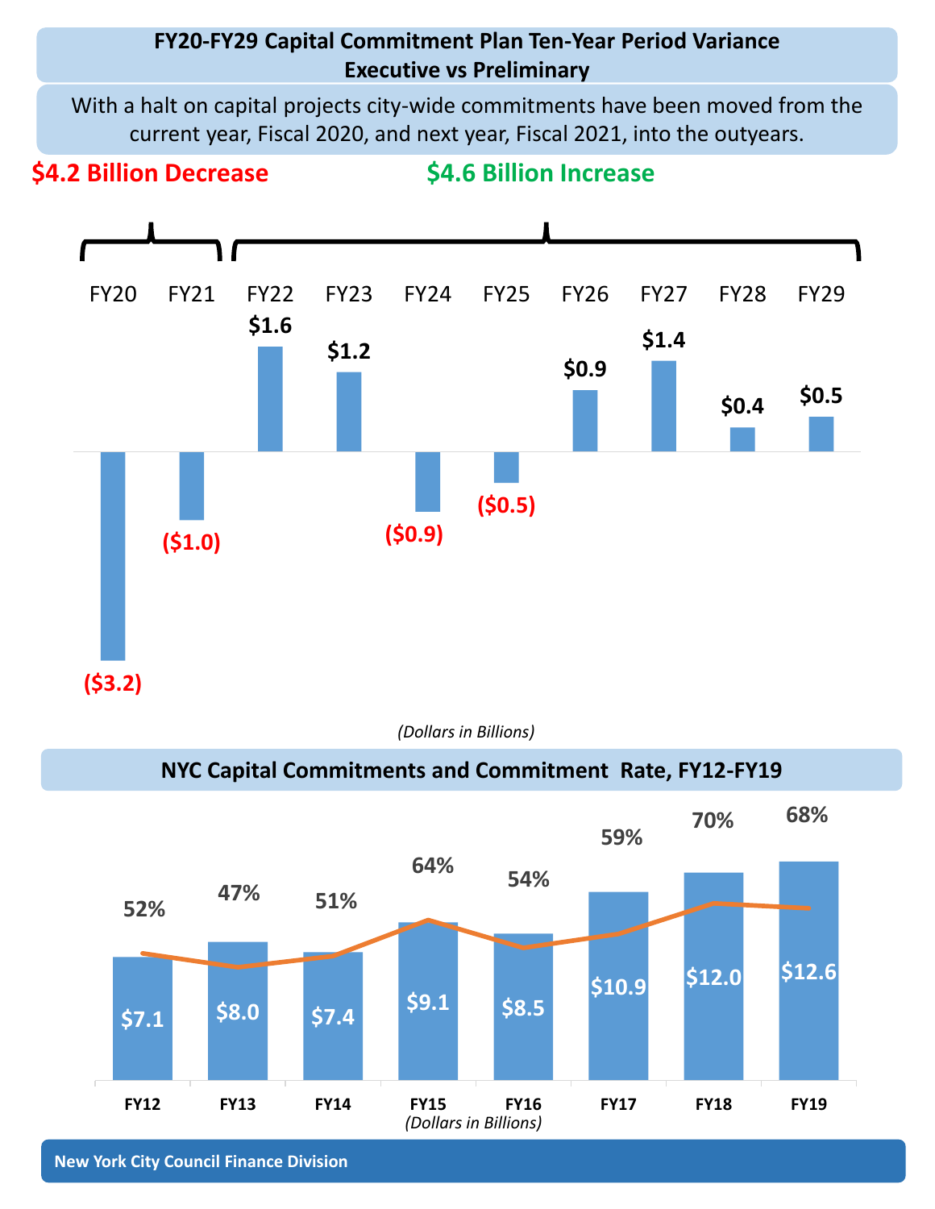## FY20-FY29 Capital Commitment Plan Ten-Year Period Variance
## Executive vs Preliminary

With a halt on capital projects city-wide commitments have been moved from the current year, Fiscal 2020, and next year, Fiscal 2021, into the outyears.

**$4.2 Billion Decrease**

**$4.6 Billion Increase**

FY20 FY21 FY22 FY23 FY24 FY25 FY26 FY27 FY28 FY29

($3.2) ($1.0) $1.6 $1.2 ($0.9) ($0.5) $0.9 $1.4 $0.4 $0.5

*(Dollars in Billions)*

## NYC Capital Commitments and Commitment Rate, FY12-FY19

FY12: 52% $7.1

FY13: 47% $8.0

FY14: 51% $7.4

FY15: 64% $9.1

FY16: 54% $8.5

FY17: 59% $10.9

FY18: 70% $12.0

FY19: 68% $12.6

*(Dollars in Billions)*

**New York City Council Finance Division**